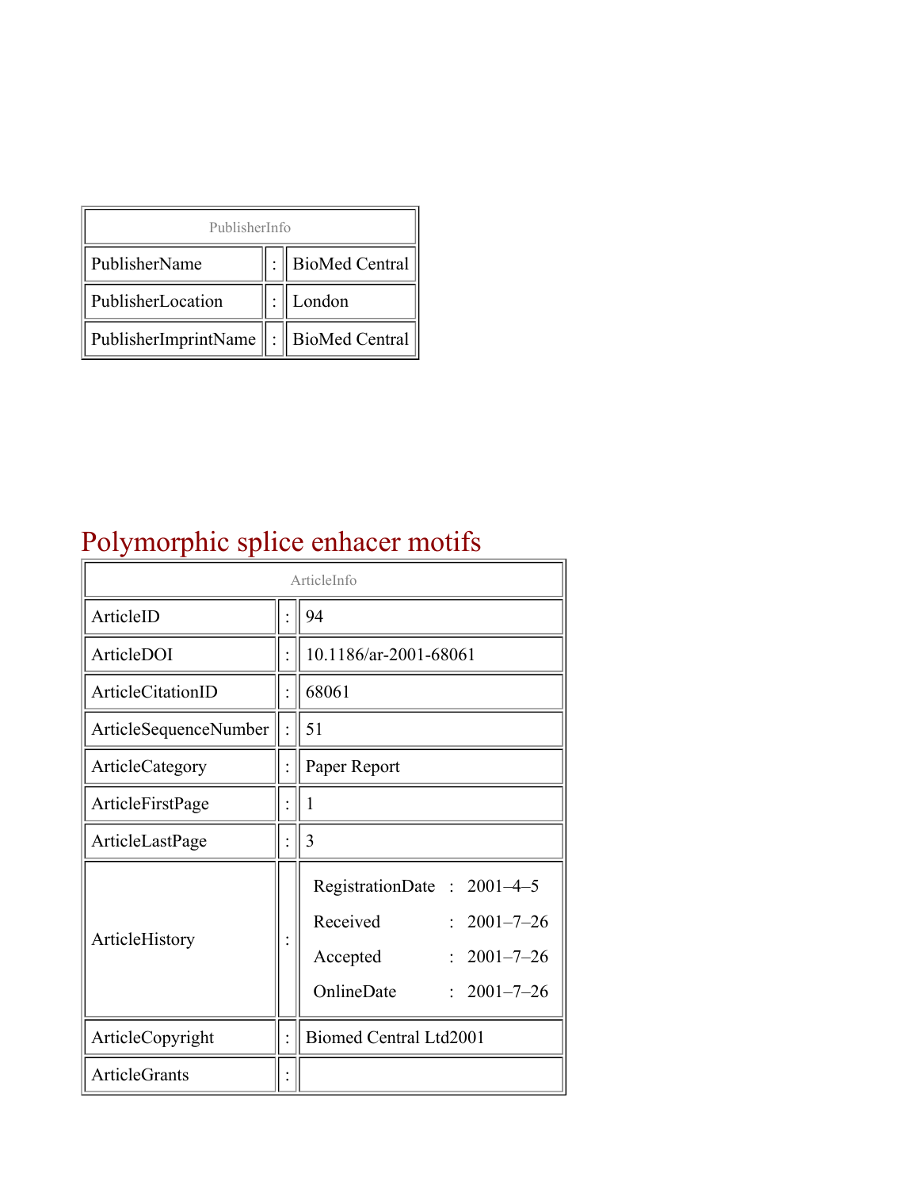| PublisherInfo | | |
|---|---|---|
| PublisherName | : | BioMed Central |
| PublisherLocation | : | London |
| PublisherImprintName | : | BioMed Central |

# Polymorphic splice enhacer motifs

| ArticleInfo | | |
|---|---|---|
| ArticleID | : | 94 |
| ArticleDOI | : | 10.1186/ar-2001-68061 |
| ArticleCitationID | : | 68061 |
| ArticleSequenceNumber | : | 51 |
| ArticleCategory | : | Paper Report |
| ArticleFirstPage | : | 1 |
| ArticleLastPage | : | 3 |
| ArticleHistory | : | RegistrationDate : 2001–4–5<br>Received : 2001–7–26<br>Accepted : 2001–7–26<br>OnlineDate : 2001–7–26 |
| ArticleCopyright | : | Biomed Central Ltd2001 |
| ArticleGrants | : | |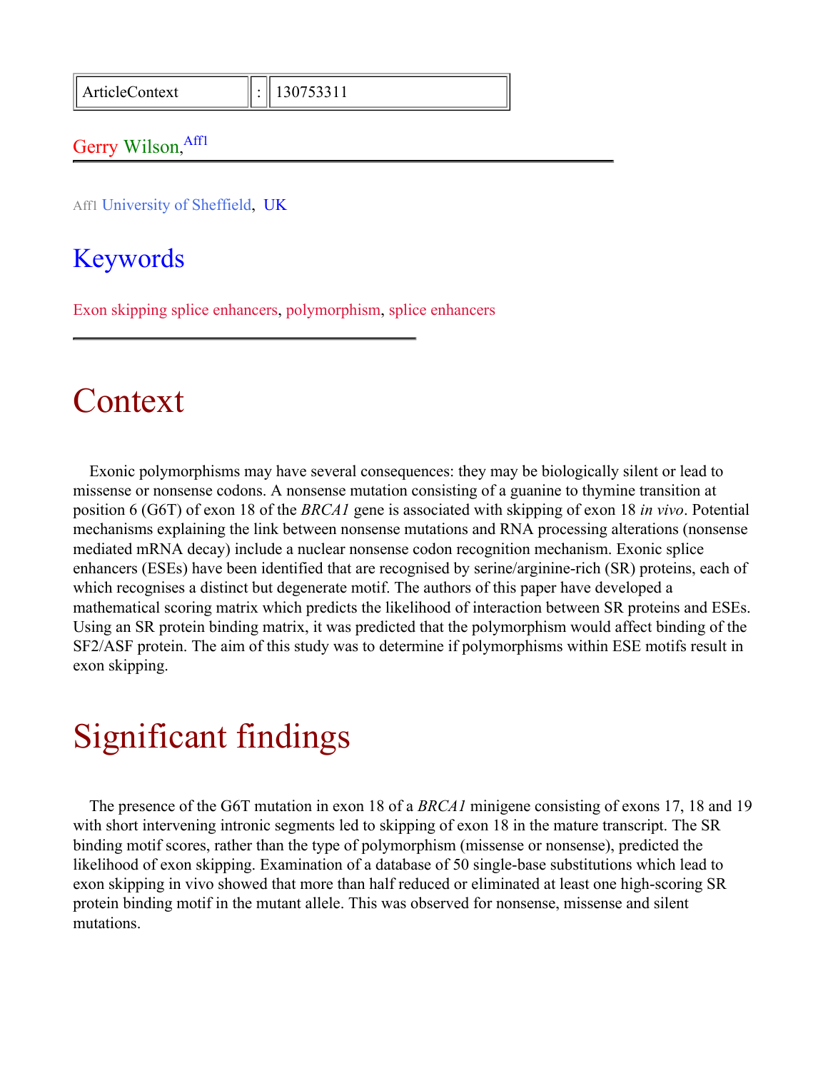| ArticleContext | : | 130753311 |
| --- | --- | --- |

Gerry Wilson,[Aff1]

Aff1 University of Sheffield, UK

## Keywords

Exon skipping splice enhancers, polymorphism, splice enhancers

# Context

Exonic polymorphisms may have several consequences: they may be biologically silent or lead to missense or nonsense codons. A nonsense mutation consisting of a guanine to thymine transition at position 6 (G6T) of exon 18 of the *BRCA1* gene is associated with skipping of exon 18 *in vivo*. Potential mechanisms explaining the link between nonsense mutations and RNA processing alterations (nonsense mediated mRNA decay) include a nuclear nonsense codon recognition mechanism. Exonic splice enhancers (ESEs) have been identified that are recognised by serine/arginine-rich (SR) proteins, each of which recognises a distinct but degenerate motif. The authors of this paper have developed a mathematical scoring matrix which predicts the likelihood of interaction between SR proteins and ESEs. Using an SR protein binding matrix, it was predicted that the polymorphism would affect binding of the SF2/ASF protein. The aim of this study was to determine if polymorphisms within ESE motifs result in exon skipping.

# Significant findings

The presence of the G6T mutation in exon 18 of a *BRCA1* minigene consisting of exons 17, 18 and 19 with short intervening intronic segments led to skipping of exon 18 in the mature transcript. The SR binding motif scores, rather than the type of polymorphism (missense or nonsense), predicted the likelihood of exon skipping. Examination of a database of 50 single-base substitutions which lead to exon skipping in vivo showed that more than half reduced or eliminated at least one high-scoring SR protein binding motif in the mutant allele. This was observed for nonsense, missense and silent mutations.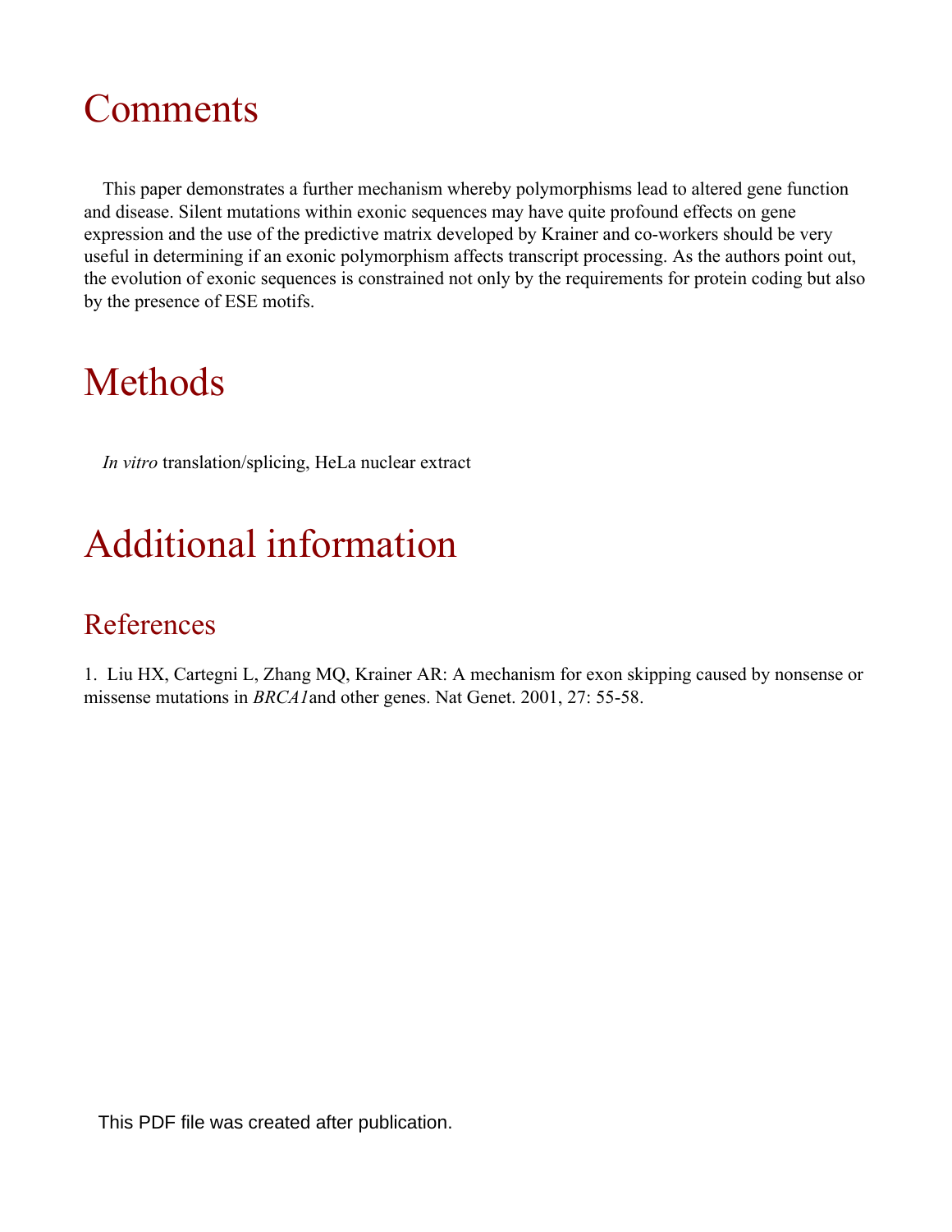# Comments

This paper demonstrates a further mechanism whereby polymorphisms lead to altered gene function and disease. Silent mutations within exonic sequences may have quite profound effects on gene expression and the use of the predictive matrix developed by Krainer and co-workers should be very useful in determining if an exonic polymorphism affects transcript processing. As the authors point out, the evolution of exonic sequences is constrained not only by the requirements for protein coding but also by the presence of ESE motifs.

# Methods

*In vitro* translation/splicing, HeLa nuclear extract

# Additional information

## References

1. Liu HX, Cartegni L, Zhang MQ, Krainer AR: A mechanism for exon skipping caused by nonsense or missense mutations in *BRCA1* and other genes. Nat Genet. 2001, 27: 55-58.

This PDF file was created after publication.